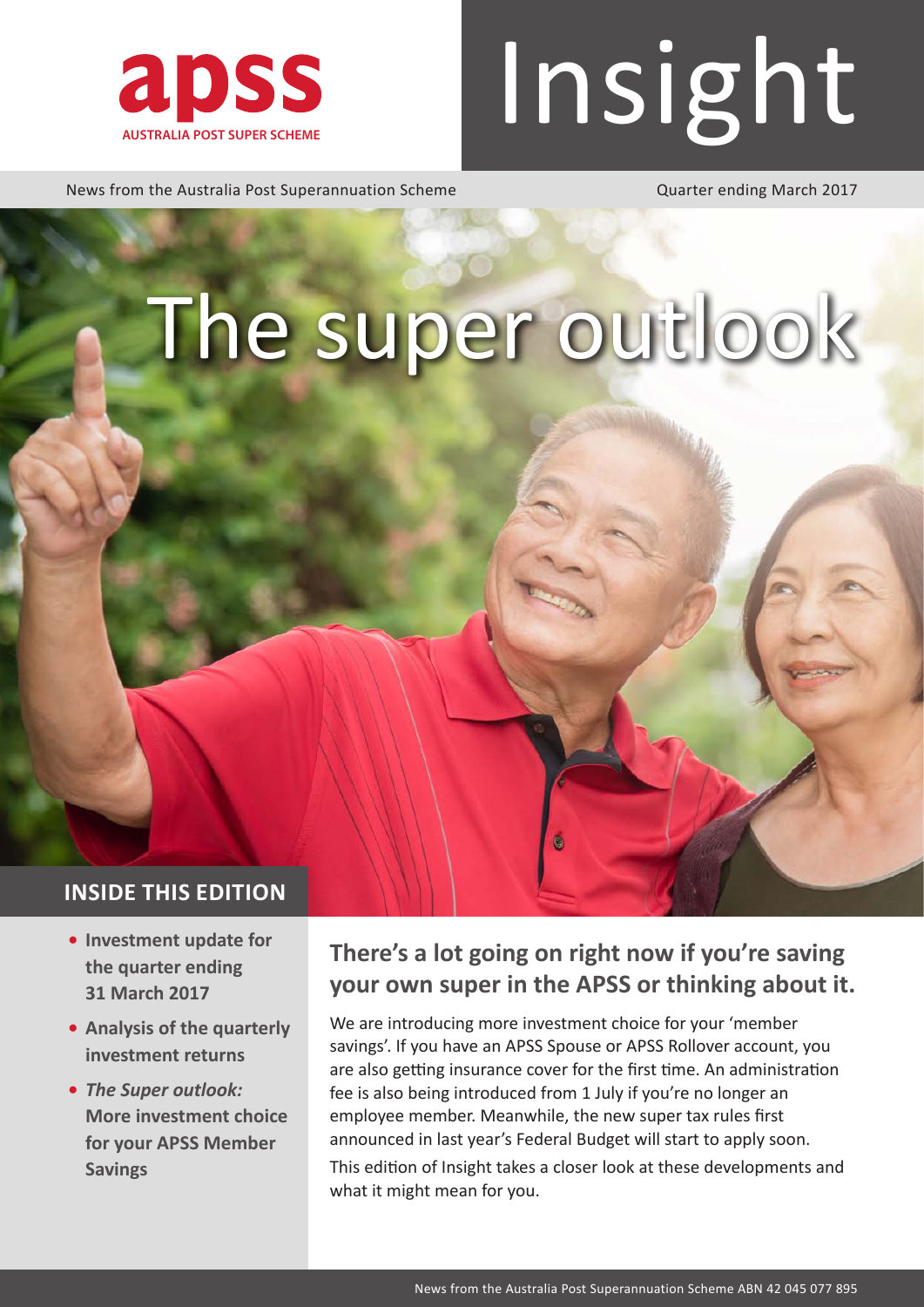apss

AUSTRALIA POST SUPER SCHEME

# Insight

News from the Australia Post Superannuation Scheme

Quarter ending March 2017

# The super outlook

## INSIDE THIS EDITION

- **Investment update for the quarter ending 31 March 2017**
- **Analysis of the quarterly investment returns**
- ***The Super outlook:* More investment choice for your APSS Member Savings**

## There's a lot going on right now if you're saving your own super in the APSS or thinking about it.

We are introducing more investment choice for your 'member savings'. If you have an APSS Spouse or APSS Rollover account, you are also getting insurance cover for the first time. An administration fee is also being introduced from 1 July if you're no longer an employee member. Meanwhile, the new super tax rules first announced in last year's Federal Budget will start to apply soon.

This edition of Insight takes a closer look at these developments and what it might mean for you.

News from the Australia Post Superannuation Scheme ABN 42 045 077 895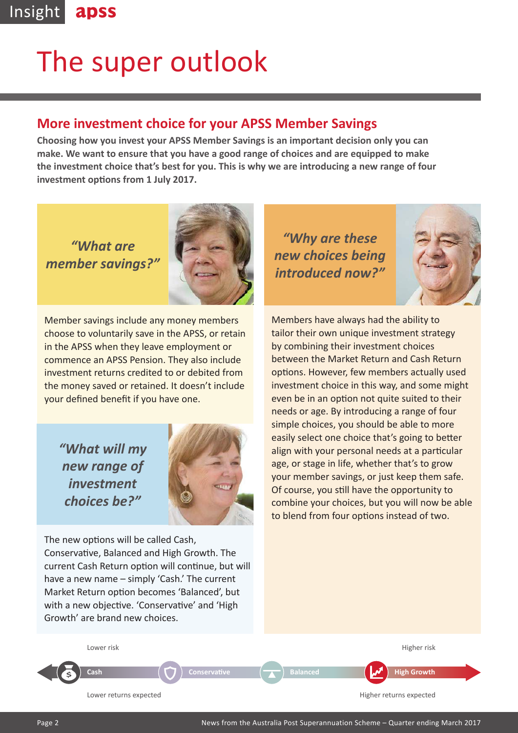# The super outlook

## More investment choice for your APSS Member Savings

**Choosing how you invest your APSS Member Savings is an important decision only you can make. We want to ensure that you have a good range of choices and are equipped to make the investment choice that's best for you. This is why we are introducing a new range of four investment options from 1 July 2017.**

### *"What are member savings?"*

Member savings include any money members choose to voluntarily save in the APSS, or retain in the APSS when they leave employment or commence an APSS Pension. They also include investment returns credited to or debited from the money saved or retained. It doesn't include your defined benefit if you have one.

### *"What will my new range of investment choices be?"*

The new options will be called Cash, Conservative, Balanced and High Growth. The current Cash Return option will continue, but will have a new name – simply 'Cash.' The current Market Return option becomes 'Balanced', but with a new objective. 'Conservative' and 'High Growth' are brand new choices.

### *"Why are these new choices being introduced now?"*

Members have always had the ability to tailor their own unique investment strategy by combining their investment choices between the Market Return and Cash Return options. However, few members actually used investment choice in this way, and some might even be in an option not quite suited to their needs or age. By introducing a range of four simple choices, you should be able to more easily select one choice that's going to better align with your personal needs at a particular age, or stage in life, whether that's to grow your member savings, or just keep them safe. Of course, you still have the opportunity to combine your choices, but you will now be able to blend from four options instead of two.

Lower risk — Higher risk

Cash → Conservative → Balanced → High Growth

Lower returns expected — Higher returns expected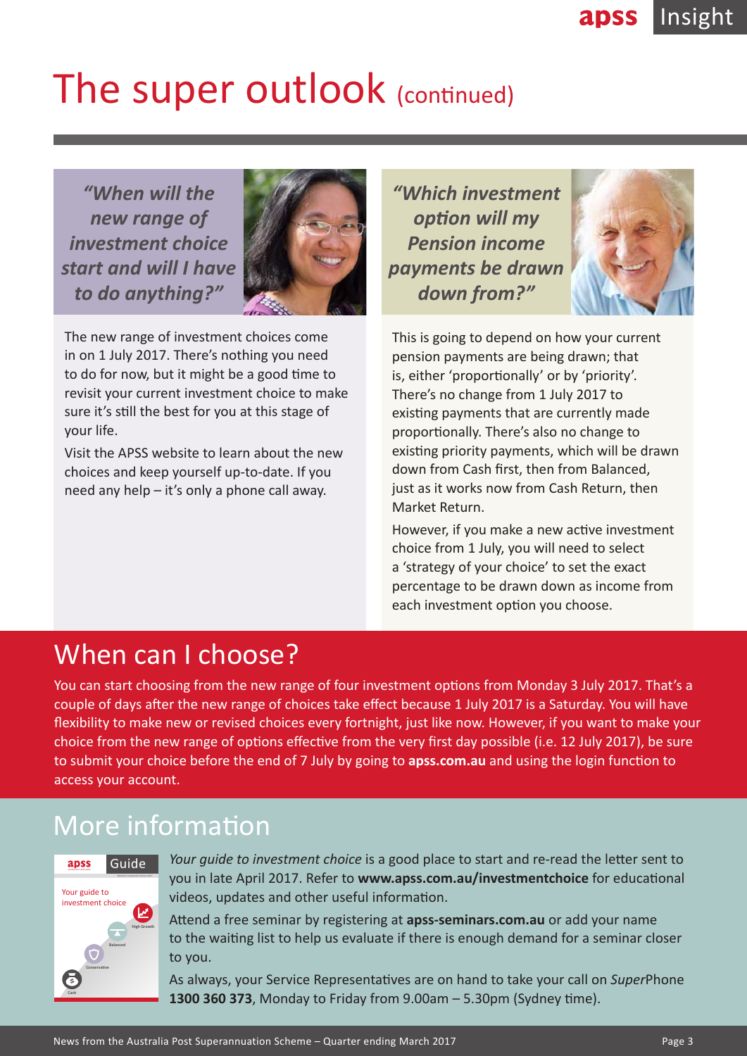# The super outlook (continued)

***"When will the new range of investment choice start and will I have to do anything?"***

The new range of investment choices come in on 1 July 2017. There's nothing you need to do for now, but it might be a good time to revisit your current investment choice to make sure it's still the best for you at this stage of your life.

Visit the APSS website to learn about the new choices and keep yourself up-to-date. If you need any help – it's only a phone call away.

***"Which investment option will my Pension income payments be drawn down from?"***

This is going to depend on how your current pension payments are being drawn; that is, either 'proportionally' or by 'priority'. There's no change from 1 July 2017 to existing payments that are currently made proportionally. There's also no change to existing priority payments, which will be drawn down from Cash first, then from Balanced, just as it works now from Cash Return, then Market Return.

However, if you make a new active investment choice from 1 July, you will need to select a 'strategy of your choice' to set the exact percentage to be drawn down as income from each investment option you choose.

## When can I choose?

You can start choosing from the new range of four investment options from Monday 3 July 2017. That's a couple of days after the new range of choices take effect because 1 July 2017 is a Saturday. You will have flexibility to make new or revised choices every fortnight, just like now. However, if you want to make your choice from the new range of options effective from the very first day possible (i.e. 12 July 2017), be sure to submit your choice before the end of 7 July by going to **apss.com.au** and using the login function to access your account.

## More information

*Your guide to investment choice* is a good place to start and re-read the letter sent to you in late April 2017. Refer to **www.apss.com.au/investmentchoice** for educational videos, updates and other useful information.

Attend a free seminar by registering at **apss-seminars.com.au** or add your name to the waiting list to help us evaluate if there is enough demand for a seminar closer to you.

As always, your Service Representatives are on hand to take your call on *Super*Phone **1300 360 373**, Monday to Friday from 9.00am – 5.30pm (Sydney time).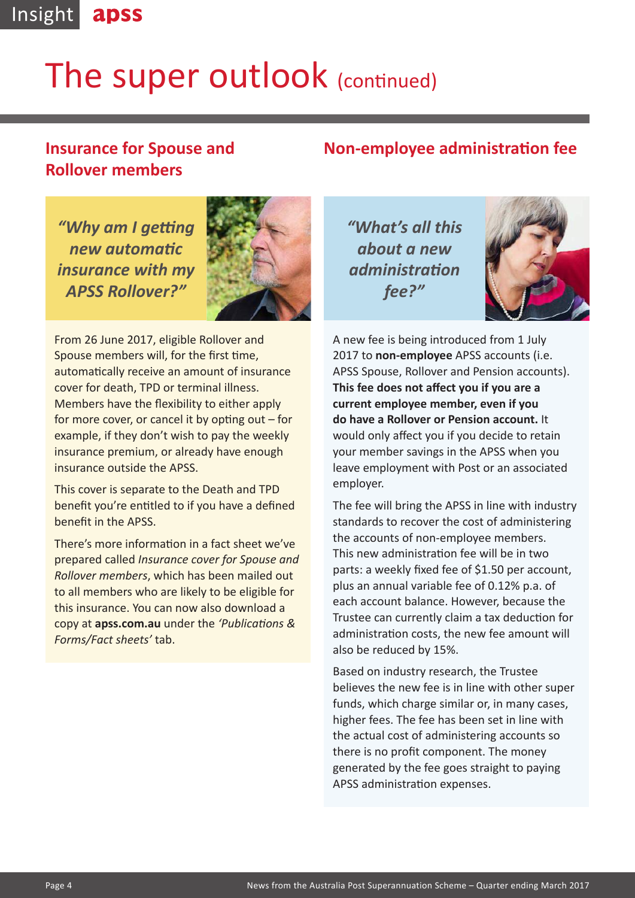# The super outlook (continued)

## Insurance for Spouse and Rollover members

***"Why am I getting new automatic insurance with my APSS Rollover?"***

From 26 June 2017, eligible Rollover and Spouse members will, for the first time, automatically receive an amount of insurance cover for death, TPD or terminal illness. Members have the flexibility to either apply for more cover, or cancel it by opting out – for example, if they don't wish to pay the weekly insurance premium, or already have enough insurance outside the APSS.

This cover is separate to the Death and TPD benefit you're entitled to if you have a defined benefit in the APSS.

There's more information in a fact sheet we've prepared called *Insurance cover for Spouse and Rollover members*, which has been mailed out to all members who are likely to be eligible for this insurance. You can now also download a copy at **apss.com.au** under the *'Publications & Forms/Fact sheets'* tab.

## Non-employee administration fee

***"What's all this about a new administration fee?"***

A new fee is being introduced from 1 July 2017 to **non-employee** APSS accounts (i.e. APSS Spouse, Rollover and Pension accounts). **This fee does not affect you if you are a current employee member, even if you do have a Rollover or Pension account.** It would only affect you if you decide to retain your member savings in the APSS when you leave employment with Post or an associated employer.

The fee will bring the APSS in line with industry standards to recover the cost of administering the accounts of non-employee members. This new administration fee will be in two parts: a weekly fixed fee of $1.50 per account, plus an annual variable fee of 0.12% p.a. of each account balance. However, because the Trustee can currently claim a tax deduction for administration costs, the new fee amount will also be reduced by 15%.

Based on industry research, the Trustee believes the new fee is in line with other super funds, which charge similar or, in many cases, higher fees. The fee has been set in line with the actual cost of administering accounts so there is no profit component. The money generated by the fee goes straight to paying APSS administration expenses.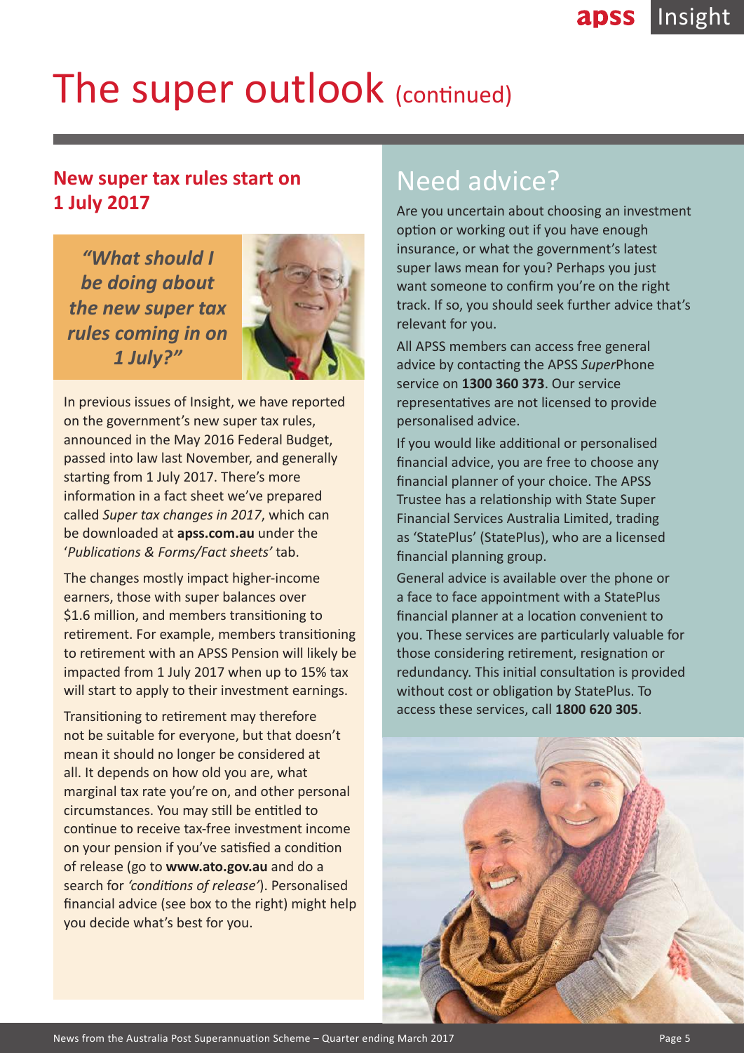# The super outlook (continued)

## New super tax rules start on 1 July 2017

*"What should I be doing about the new super tax rules coming in on 1 July?"*

In previous issues of Insight, we have reported on the government's new super tax rules, announced in the May 2016 Federal Budget, passed into law last November, and generally starting from 1 July 2017. There's more information in a fact sheet we've prepared called *Super tax changes in 2017*, which can be downloaded at **apss.com.au** under the '*Publications & Forms/Fact sheets'* tab.

The changes mostly impact higher-income earners, those with super balances over $1.6 million, and members transitioning to retirement. For example, members transitioning to retirement with an APSS Pension will likely be impacted from 1 July 2017 when up to 15% tax will start to apply to their investment earnings.

Transitioning to retirement may therefore not be suitable for everyone, but that doesn't mean it should no longer be considered at all. It depends on how old you are, what marginal tax rate you're on, and other personal circumstances. You may still be entitled to continue to receive tax-free investment income on your pension if you've satisfied a condition of release (go to **www.ato.gov.au** and do a search for *'conditions of release'*). Personalised financial advice (see box to the right) might help you decide what's best for you.

## Need advice?

Are you uncertain about choosing an investment option or working out if you have enough insurance, or what the government's latest super laws mean for you? Perhaps you just want someone to confirm you're on the right track. If so, you should seek further advice that's relevant for you.

All APSS members can access free general advice by contacting the APSS *Super*Phone service on **1300 360 373**. Our service representatives are not licensed to provide personalised advice.

If you would like additional or personalised financial advice, you are free to choose any financial planner of your choice. The APSS Trustee has a relationship with State Super Financial Services Australia Limited, trading as 'StatePlus' (StatePlus), who are a licensed financial planning group.

General advice is available over the phone or a face to face appointment with a StatePlus financial planner at a location convenient to you. These services are particularly valuable for those considering retirement, resignation or redundancy. This initial consultation is provided without cost or obligation by StatePlus. To access these services, call **1800 620 305**.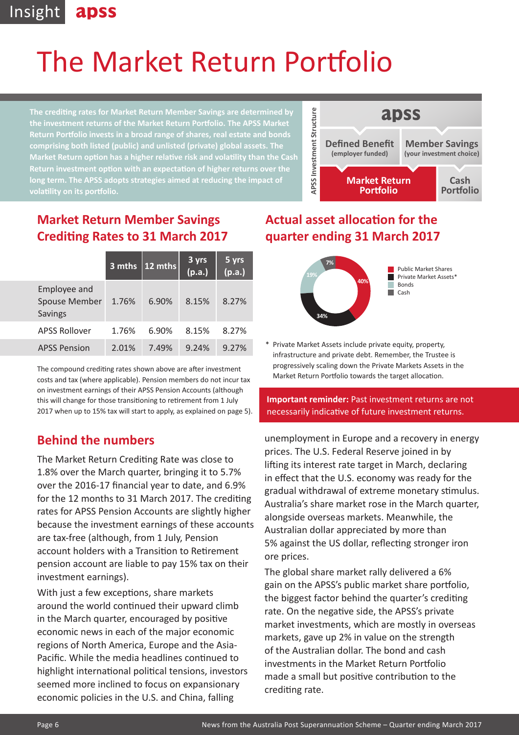# The Market Return Portfolio

**The crediting rates for Market Return Member Savings are determined by the investment returns of the Market Return Portfolio. The APSS Market Return Portfolio invests in a broad range of shares, real estate and bonds comprising both listed (public) and unlisted (private) global assets. The Market Return option has a higher relative risk and volatility than the Cash Return investment option with an expectation of higher returns over the long term. The APSS adopts strategies aimed at reducing the impact of volatility on its portfolio.**

APSS Investment Structure

- apss
  - Defined Benefit (employer funded)
  - Member Savings (your investment choice)
    - Market Return Portfolio
    - Cash Portfolio

## Market Return Member Savings Crediting Rates to 31 March 2017

| | 3 mths | 12 mths | 3 yrs (p.a.) | 5 yrs (p.a.) |
|---|---|---|---|---|
| Employee and Spouse Member Savings | 1.76% | 6.90% | 8.15% | 8.27% |
| APSS Rollover | 1.76% | 6.90% | 8.15% | 8.27% |
| APSS Pension | 2.01% | 7.49% | 9.24% | 9.27% |

The compound crediting rates shown above are after investment costs and tax (where applicable). Pension members do not incur tax on investment earnings of their APSS Pension Accounts (although this will change for those transitioning to retirement from 1 July 2017 when up to 15% tax will start to apply, as explained on page 5).

## Actual asset allocation for the quarter ending 31 March 2017

| Asset class | Allocation |
|---|---|
| Public Market Shares | 40% |
| Private Market Assets* | 34% |
| Bonds | 19% |
| Cash | 7% |

\* Private Market Assets include private equity, property, infrastructure and private debt. Remember, the Trustee is progressively scaling down the Private Markets Assets in the Market Return Portfolio towards the target allocation.

**Important reminder:** Past investment returns are not necessarily indicative of future investment returns.

## Behind the numbers

The Market Return Crediting Rate was close to 1.8% over the March quarter, bringing it to 5.7% over the 2016-17 financial year to date, and 6.9% for the 12 months to 31 March 2017. The crediting rates for APSS Pension Accounts are slightly higher because the investment earnings of these accounts are tax-free (although, from 1 July, Pension account holders with a Transition to Retirement pension account are liable to pay 15% tax on their investment earnings).

With just a few exceptions, share markets around the world continued their upward climb in the March quarter, encouraged by positive economic news in each of the major economic regions of North America, Europe and the Asia-Pacific. While the media headlines continued to highlight international political tensions, investors seemed more inclined to focus on expansionary economic policies in the U.S. and China, falling unemployment in Europe and a recovery in energy prices. The U.S. Federal Reserve joined in by lifting its interest rate target in March, declaring in effect that the U.S. economy was ready for the gradual withdrawal of extreme monetary stimulus. Australia's share market rose in the March quarter, alongside overseas markets. Meanwhile, the Australian dollar appreciated by more than 5% against the US dollar, reflecting stronger iron ore prices.

The global share market rally delivered a 6% gain on the APSS's public market share portfolio, the biggest factor behind the quarter's crediting rate. On the negative side, the APSS's private market investments, which are mostly in overseas markets, gave up 2% in value on the strength of the Australian dollar. The bond and cash investments in the Market Return Portfolio made a small but positive contribution to the crediting rate.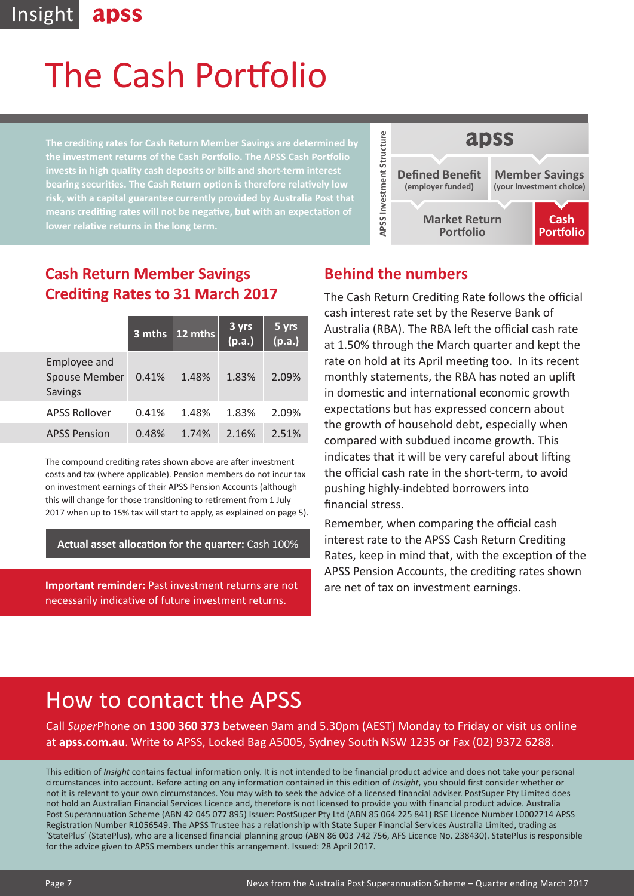# The Cash Portfolio

**The crediting rates for Cash Return Member Savings are determined by the investment returns of the Cash Portfolio. The APSS Cash Portfolio invests in high quality cash deposits or bills and short-term interest bearing securities. The Cash Return option is therefore relatively low risk, with a capital guarantee currently provided by Australia Post that means crediting rates will not be negative, but with an expectation of lower relative returns in the long term.**

APSS Investment Structure

apss

Defined Benefit (employer funded)

Member Savings (your investment choice)

Market Return Portfolio

Cash Portfolio

## Cash Return Member Savings Crediting Rates to 31 March 2017

| | 3 mths | 12 mths | 3 yrs (p.a.) | 5 yrs (p.a.) |
|---|---|---|---|---|
| Employee and Spouse Member Savings | 0.41% | 1.48% | 1.83% | 2.09% |
| APSS Rollover | 0.41% | 1.48% | 1.83% | 2.09% |
| APSS Pension | 0.48% | 1.74% | 2.16% | 2.51% |

The compound crediting rates shown above are after investment costs and tax (where applicable). Pension members do not incur tax on investment earnings of their APSS Pension Accounts (although this will change for those transitioning to retirement from 1 July 2017 when up to 15% tax will start to apply, as explained on page 5).

**Actual asset allocation for the quarter:** Cash 100%

**Important reminder:** Past investment returns are not necessarily indicative of future investment returns.

## Behind the numbers

The Cash Return Crediting Rate follows the official cash interest rate set by the Reserve Bank of Australia (RBA). The RBA left the official cash rate at 1.50% through the March quarter and kept the rate on hold at its April meeting too. In its recent monthly statements, the RBA has noted an uplift in domestic and international economic growth expectations but has expressed concern about the growth of household debt, especially when compared with subdued income growth. This indicates that it will be very careful about lifting the official cash rate in the short-term, to avoid pushing highly-indebted borrowers into financial stress.

Remember, when comparing the official cash interest rate to the APSS Cash Return Crediting Rates, keep in mind that, with the exception of the APSS Pension Accounts, the crediting rates shown are net of tax on investment earnings.

# How to contact the APSS

Call *Super*Phone on **1300 360 373** between 9am and 5.30pm (AEST) Monday to Friday or visit us online at **apss.com.au**. Write to APSS, Locked Bag A5005, Sydney South NSW 1235 or Fax (02) 9372 6288.

This edition of *Insight* contains factual information only. It is not intended to be financial product advice and does not take your personal circumstances into account. Before acting on any information contained in this edition of *Insight*, you should first consider whether or not it is relevant to your own circumstances. You may wish to seek the advice of a licensed financial adviser. PostSuper Pty Limited does not hold an Australian Financial Services Licence and, therefore is not licensed to provide you with financial product advice. Australia Post Superannuation Scheme (ABN 42 045 077 895) Issuer: PostSuper Pty Ltd (ABN 85 064 225 841) RSE Licence Number L0002714 APSS Registration Number R1056549. The APSS Trustee has a relationship with State Super Financial Services Australia Limited, trading as 'StatePlus' (StatePlus), who are a licensed financial planning group (ABN 86 003 742 756, AFS Licence No. 238430). StatePlus is responsible for the advice given to APSS members under this arrangement. Issued: 28 April 2017.